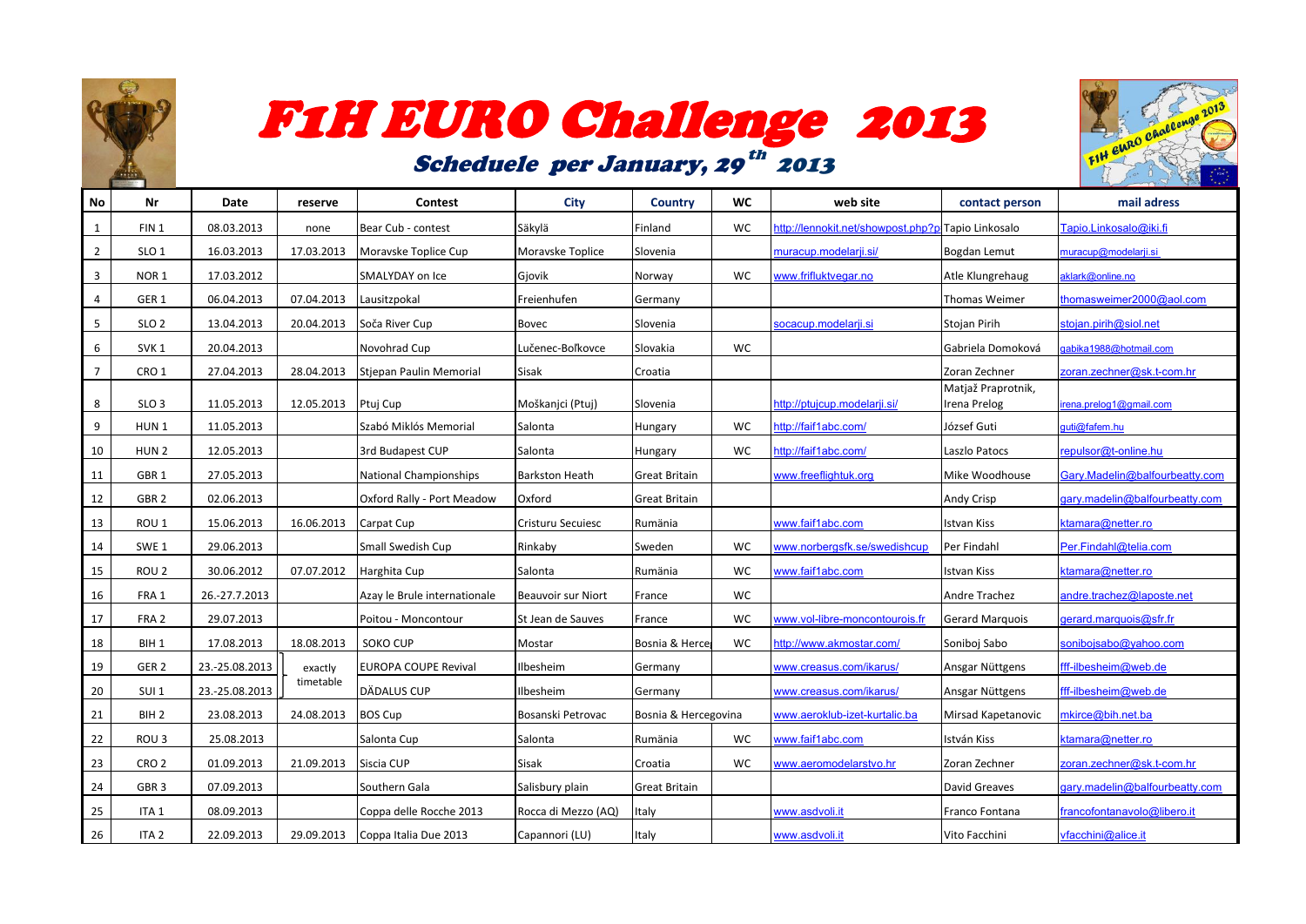# F1H EURO Challenge 2013

## Scheduele per January, 29th 2013

| No | Nr | Date | reserve | Contest | City | Country | WC | web site | contact person | mail adress |
|---|---|---|---|---|---|---|---|---|---|---|
| 1 | FIN 1 | 08.03.2013 | none | Bear Cub - contest | Säkylä | Finland | WC | http://lennokit.net/showpost.php?p | Tapio Linkosalo | Tapio.Linkosalo@iki.fi |
| 2 | SLO 1 | 16.03.2013 | 17.03.2013 | Moravske Toplice Cup | Moravske Toplice | Slovenia | | muracup.modelarji.si/ | Bogdan Lemut | muracup@modelarji.si |
| 3 | NOR 1 | 17.03.2012 | | SMALYDAY on Ice | Gjovik | Norway | WC | www.fripluktvegar.no | Atle Klungrehaug | aklark@online.no |
| 4 | GER 1 | 06.04.2013 | 07.04.2013 | Lausitzpokal | Freienhufen | Germany | | | Thomas Weimer | thomasweimer2000@aol.com |
| 5 | SLO 2 | 13.04.2013 | 20.04.2013 | Soča River Cup | Bovec | Slovenia | | socacup.modelarji.si | Stojan Pirih | stojan.pirih@siol.net |
| 6 | SVK 1 | 20.04.2013 | | Novohrad Cup | Lučenec-Boľkovce | Slovakia | WC | | Gabriela Domoková | gabika1988@hotmail.com |
| 7 | CRO 1 | 27.04.2013 | 28.04.2013 | Stjepan Paulin Memorial | Sisak | Croatia | | | Zoran Zechner | zoran.zechner@sk.t-com.hr |
| 8 | SLO 3 | 11.05.2013 | 12.05.2013 | Ptuj Cup | Moškanjci (Ptuj) | Slovenia | | http://ptujcup.modelarji.si/ | Matjaž Praprotnik, Irena Prelog | irena.prelog1@gmail.com |
| 9 | HUN 1 | 11.05.2013 | | Szabó Miklós Memorial | Salonta | Hungary | WC | http://faif1abc.com/ | József Guti | guti@fafem.hu |
| 10 | HUN 2 | 12.05.2013 | | 3rd Budapest CUP | Salonta | Hungary | WC | http://faif1abc.com/ | Laszlo Patocs | repulsor@t-online.hu |
| 11 | GBR 1 | 27.05.2013 | | National Championships | Barkston Heath | Great Britain | | www.freeflightuk.org | Mike Woodhouse | Gary.Madelin@balfourbeatty.com |
| 12 | GBR 2 | 02.06.2013 | | Oxford Rally - Port Meadow | Oxford | Great Britain | | | Andy Crisp | gary.madelin@balfourbeatty.com |
| 13 | ROU 1 | 15.06.2013 | 16.06.2013 | Carpat Cup | Cristuru Secuiesc | Rumänia | | www.faif1abc.com | Istvan Kiss | ktamara@netter.ro |
| 14 | SWE 1 | 29.06.2013 | | Small Swedish Cup | Rinkaby | Sweden | WC | www.norbergsfk.se/swedishcup | Per Findahl | Per.Findahl@telia.com |
| 15 | ROU 2 | 30.06.2012 | 07.07.2012 | Harghita Cup | Salonta | Rumänia | WC | www.faif1abc.com | Istvan Kiss | ktamara@netter.ro |
| 16 | FRA 1 | 26.-27.7.2013 | | Azay le Brule internationale | Beauvoir sur Niort | France | WC | | Andre Trachez | andre.trachez@laposte.net |
| 17 | FRA 2 | 29.07.2013 | | Poitou - Moncontour | St Jean de Sauves | France | WC | www.vol-libre-moncontourois.fr | Gerard Marquois | gerard.marquois@sfr.fr |
| 18 | BIH 1 | 17.08.2013 | 18.08.2013 | SOKO CUP | Mostar | Bosnia & Herce | WC | http://www.akmostar.com/ | Soniboj Sabo | sonibojsabo@yahoo.com |
| 19 | GER 2 | 23.-25.08.2013 | exactly timetable | EUROPA COUPE Revival | Ilbesheim | Germany | | www.creasus.com/ikarus/ | Ansgar Nüttgens | fff-ilbesheim@web.de |
| 20 | SUI 1 | 23.-25.08.2013 | exactly timetable | DÄDALUS CUP | Ilbesheim | Germany | | www.creasus.com/ikarus/ | Ansgar Nüttgens | fff-ilbesheim@web.de |
| 21 | BIH 2 | 23.08.2013 | 24.08.2013 | BOS Cup | Bosanski Petrovac | Bosnia & Hercegovina | | www.aeroklub-izet-kurtalic.ba | Mirsad Kapetanovic | mkirce@bih.net.ba |
| 22 | ROU 3 | 25.08.2013 | | Salonta Cup | Salonta | Rumänia | WC | www.faif1abc.com | István Kiss | ktamara@netter.ro |
| 23 | CRO 2 | 01.09.2013 | 21.09.2013 | Siscia CUP | Sisak | Croatia | WC | www.aeromodelarstvo.hr | Zoran Zechner | zoran.zechner@sk.t-com.hr |
| 24 | GBR 3 | 07.09.2013 | | Southern Gala | Salisbury plain | Great Britain | | | David Greaves | gary.madelin@balfourbeatty.com |
| 25 | ITA 1 | 08.09.2013 | | Coppa delle Rocche 2013 | Rocca di Mezzo (AQ) | Italy | | www.asdvoli.it | Franco Fontana | francofontanavolo@libero.it |
| 26 | ITA 2 | 22.09.2013 | 29.09.2013 | Coppa Italia Due 2013 | Capannori (LU) | Italy | | www.asdvoli.it | Vito Facchini | vfacchini@alice.it |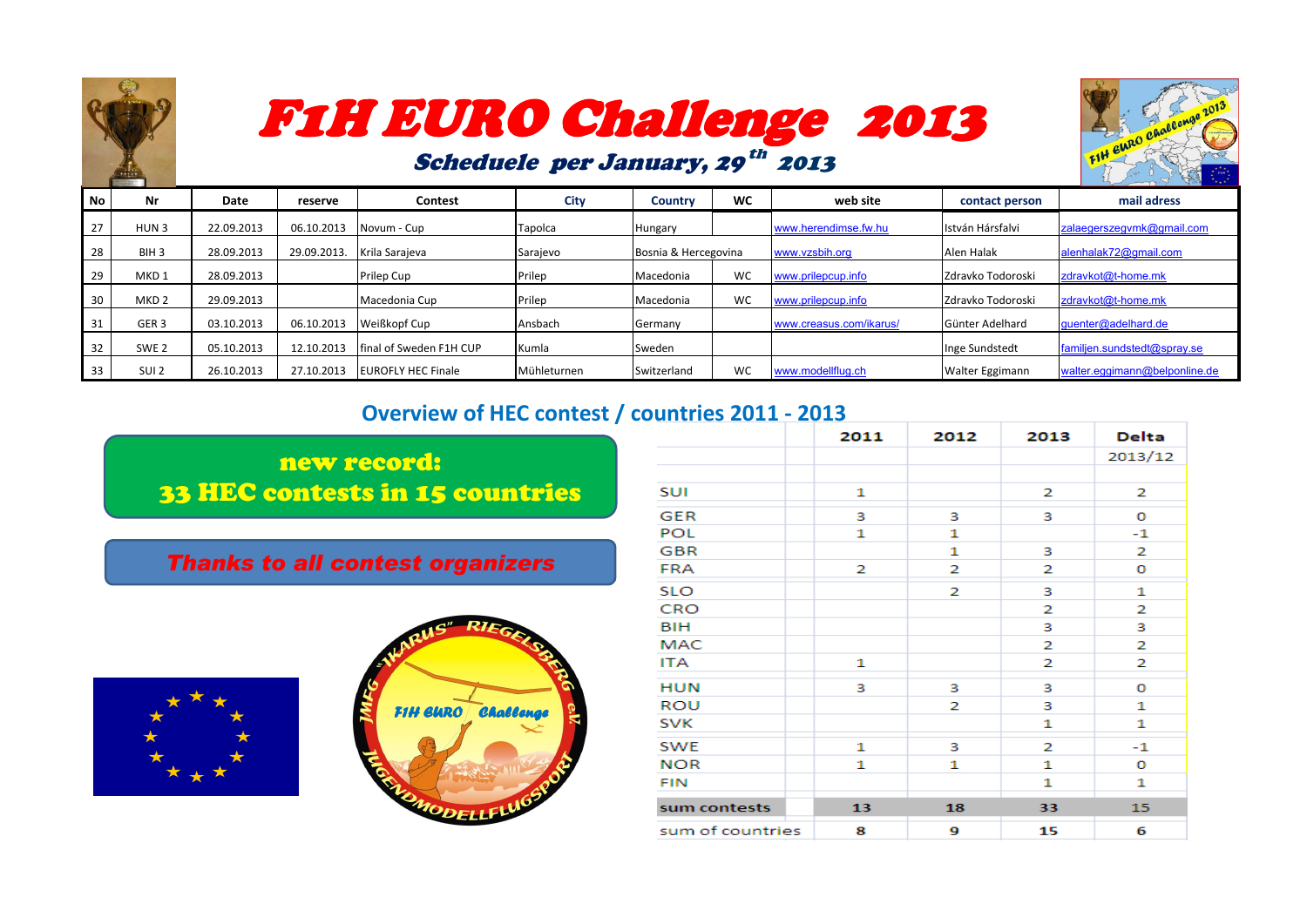# F1H EURO Challenge 2013

## Scheduele per January, 29th 2013

| No | Nr | Date | reserve | Contest | City | Country | WC | web site | contact person | mail adress |
|---|---|---|---|---|---|---|---|---|---|---|
| 27 | HUN 3 | 22.09.2013 | 06.10.2013 | Novum - Cup | Tapolca | Hungary | | www.herendimse.fw.hu | István Hársfalvi | zalaegerszegvmk@gmail.com |
| 28 | BIH 3 | 28.09.2013 | 29.09.2013. | Krila Sarajeva | Sarajevo | Bosnia & Hercegovina | | www.vzsbih.org | Alen Halak | alenhalak72@gmail.com |
| 29 | MKD 1 | 28.09.2013 | | Prilep Cup | Prilep | Macedonia | WC | www.prilepcup.info | Zdravko Todoroski | zdravkot@t-home.mk |
| 30 | MKD 2 | 29.09.2013 | | Macedonia Cup | Prilep | Macedonia | WC | www.prilepcup.info | Zdravko Todoroski | zdravkot@t-home.mk |
| 31 | GER 3 | 03.10.2013 | 06.10.2013 | Weißkopf Cup | Ansbach | Germany | | www.creasus.com/ikarus/ | Günter Adelhard | guenter@adelhard.de |
| 32 | SWE 2 | 05.10.2013 | 12.10.2013 | final of Sweden F1H CUP | Kumla | Sweden | | | Inge Sundstedt | familjen.sundstedt@spray.se |
| 33 | SUI 2 | 26.10.2013 | 27.10.2013 | EUROFLY HEC Finale | Mühleturnen | Switzerland | WC | www.modellflug.ch | Walter Eggimann | walter.eggimann@belponline.de |

## Overview of HEC contest / countries 2011 - 2013

**new record:**
**33 HEC contests in 15 countries**

*Thanks to all contest organizers*

| | 2011 | 2012 | 2013 | Delta 2013/12 |
|---|---|---|---|---|
| SUI | 1 | | 2 | 2 |
| GER | 3 | 3 | 3 | 0 |
| POL | 1 | 1 | | -1 |
| GBR | | 1 | 3 | 2 |
| FRA | 2 | 2 | 2 | 0 |
| SLO | | 2 | 3 | 1 |
| CRO | | | 2 | 2 |
| BIH | | | 3 | 3 |
| MAC | | | 2 | 2 |
| ITA | 1 | | 2 | 2 |
| HUN | 3 | 3 | 3 | 0 |
| ROU | | 2 | 3 | 1 |
| SVK | | | 1 | 1 |
| SWE | 1 | 3 | 2 | -1 |
| NOR | 1 | 1 | 1 | 0 |
| FIN | | | 1 | 1 |
| sum contests | 13 | 18 | 33 | 15 |
| sum of countries | 8 | 9 | 15 | 6 |